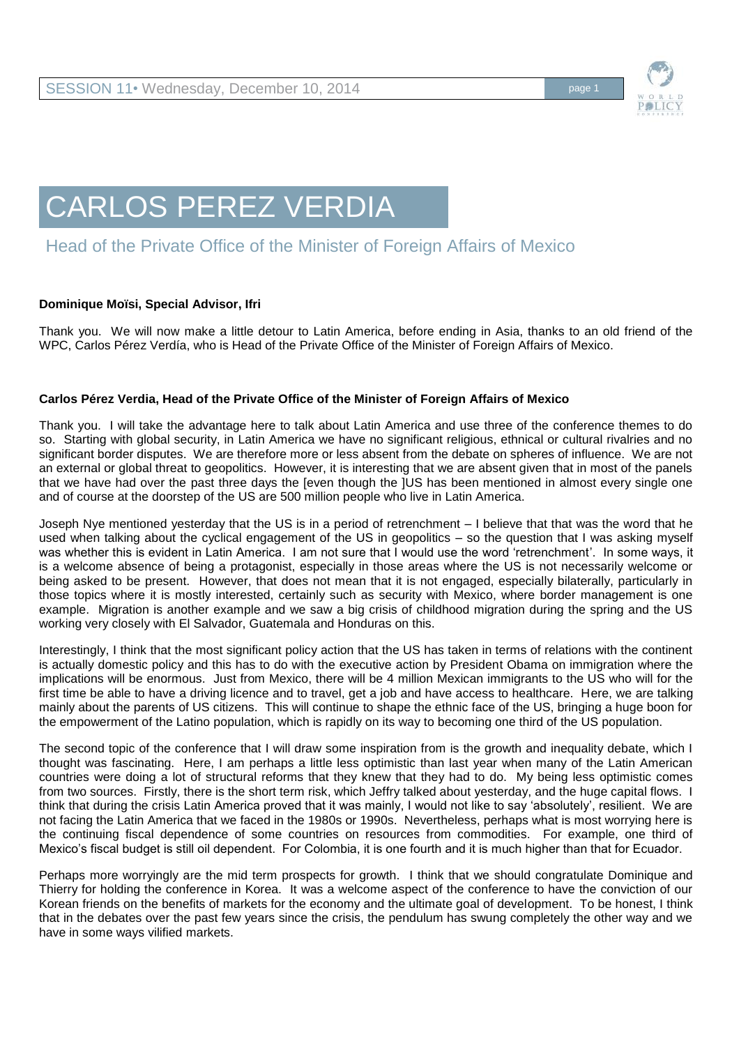# CARLOS PEREZ VERDIA

## Head of the Private Office of the Minister of Foreign Affairs of Mexico

**Dominique Moïsi, Special Advisor, Ifri**

Thank you. We will now make a little detour to Latin America, before ending in Asia, thanks to an old friend of the WPC, Carlos Pérez Verdía, who is Head of the Private Office of the Minister of Foreign Affairs of Mexico.

**Carlos Pérez Verdia, Head of the Private Office of the Minister of Foreign Affairs of Mexico**

Thank you. I will take the advantage here to talk about Latin America and use three of the conference themes to do so. Starting with global security, in Latin America we have no significant religious, ethnical or cultural rivalries and no significant border disputes. We are therefore more or less absent from the debate on spheres of influence. We are not an external or global threat to geopolitics. However, it is interesting that we are absent given that in most of the panels that we have had over the past three days the [even though the ]US has been mentioned in almost every single one and of course at the doorstep of the US are 500 million people who live in Latin America.

Joseph Nye mentioned yesterday that the US is in a period of retrenchment – I believe that that was the word that he used when talking about the cyclical engagement of the US in geopolitics – so the question that I was asking myself was whether this is evident in Latin America. I am not sure that I would use the word 'retrenchment'. In some ways, it is a welcome absence of being a protagonist, especially in those areas where the US is not necessarily welcome or being asked to be present. However, that does not mean that it is not engaged, especially bilaterally, particularly in those topics where it is mostly interested, certainly such as security with Mexico, where border management is one example. Migration is another example and we saw a big crisis of childhood migration during the spring and the US working very closely with El Salvador, Guatemala and Honduras on this.

Interestingly, I think that the most significant policy action that the US has taken in terms of relations with the continent is actually domestic policy and this has to do with the executive action by President Obama on immigration where the implications will be enormous. Just from Mexico, there will be 4 million Mexican immigrants to the US who will for the first time be able to have a driving licence and to travel, get a job and have access to healthcare. Here, we are talking mainly about the parents of US citizens. This will continue to shape the ethnic face of the US, bringing a huge boon for the empowerment of the Latino population, which is rapidly on its way to becoming one third of the US population.

The second topic of the conference that I will draw some inspiration from is the growth and inequality debate, which I thought was fascinating. Here, I am perhaps a little less optimistic than last year when many of the Latin American countries were doing a lot of structural reforms that they knew that they had to do. My being less optimistic comes from two sources. Firstly, there is the short term risk, which Jeffry talked about yesterday, and the huge capital flows. I think that during the crisis Latin America proved that it was mainly, I would not like to say 'absolutely', resilient. We are not facing the Latin America that we faced in the 1980s or 1990s. Nevertheless, perhaps what is most worrying here is the continuing fiscal dependence of some countries on resources from commodities. For example, one third of Mexico's fiscal budget is still oil dependent. For Colombia, it is one fourth and it is much higher than that for Ecuador.

Perhaps more worryingly are the mid term prospects for growth. I think that we should congratulate Dominique and Thierry for holding the conference in Korea. It was a welcome aspect of the conference to have the conviction of our Korean friends on the benefits of markets for the economy and the ultimate goal of development. To be honest, I think that in the debates over the past few years since the crisis, the pendulum has swung completely the other way and we have in some ways vilified markets.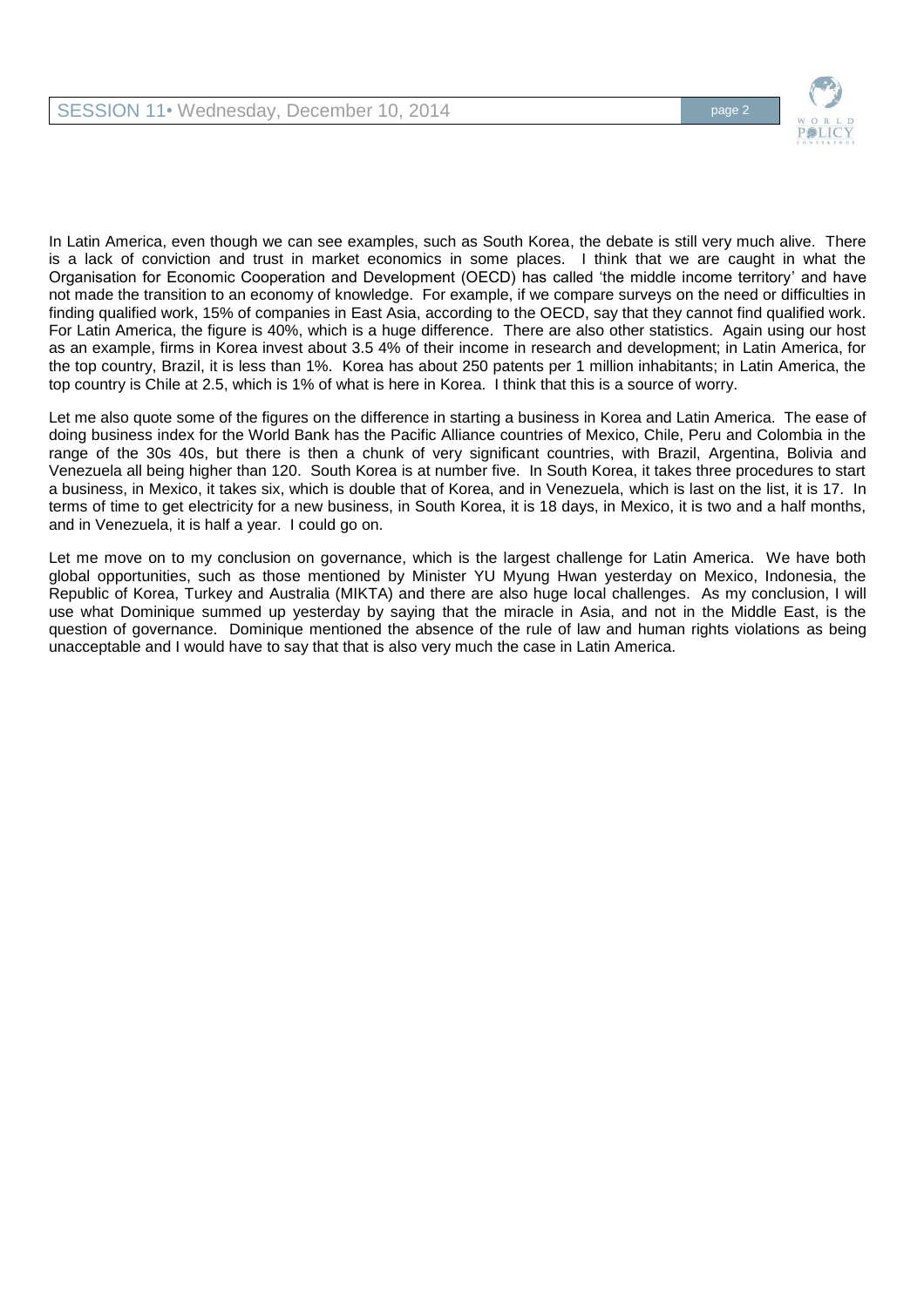In Latin America, even though we can see examples, such as South Korea, the debate is still very much alive. There is a lack of conviction and trust in market economics in some places. I think that we are caught in what the Organisation for Economic Cooperation and Development (OECD) has called 'the middle income territory' and have not made the transition to an economy of knowledge. For example, if we compare surveys on the need or difficulties in finding qualified work, 15% of companies in East Asia, according to the OECD, say that they cannot find qualified work. For Latin America, the figure is 40%, which is a huge difference. There are also other statistics. Again using our host as an example, firms in Korea invest about 3.5 4% of their income in research and development; in Latin America, for the top country, Brazil, it is less than 1%. Korea has about 250 patents per 1 million inhabitants; in Latin America, the top country is Chile at 2.5, which is 1% of what is here in Korea. I think that this is a source of worry.

Let me also quote some of the figures on the difference in starting a business in Korea and Latin America. The ease of doing business index for the World Bank has the Pacific Alliance countries of Mexico, Chile, Peru and Colombia in the range of the 30s 40s, but there is then a chunk of very significant countries, with Brazil, Argentina, Bolivia and Venezuela all being higher than 120. South Korea is at number five. In South Korea, it takes three procedures to start a business, in Mexico, it takes six, which is double that of Korea, and in Venezuela, which is last on the list, it is 17. In terms of time to get electricity for a new business, in South Korea, it is 18 days, in Mexico, it is two and a half months, and in Venezuela, it is half a year. I could go on.

Let me move on to my conclusion on governance, which is the largest challenge for Latin America. We have both global opportunities, such as those mentioned by Minister YU Myung Hwan yesterday on Mexico, Indonesia, the Republic of Korea, Turkey and Australia (MIKTA) and there are also huge local challenges. As my conclusion, I will use what Dominique summed up yesterday by saying that the miracle in Asia, and not in the Middle East, is the question of governance. Dominique mentioned the absence of the rule of law and human rights violations as being unacceptable and I would have to say that that is also very much the case in Latin America.